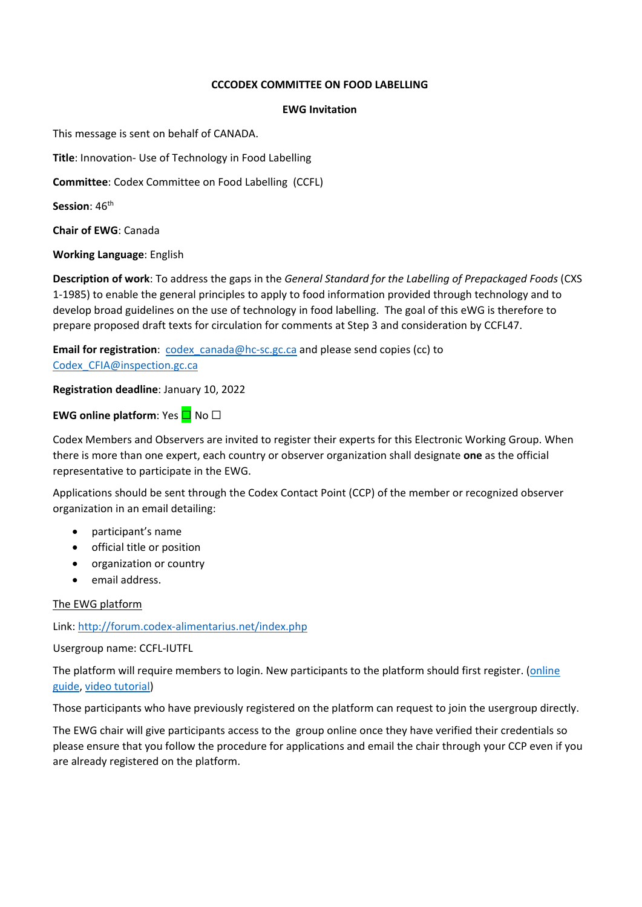**CCCODEX COMMITTEE ON FOOD LABELLING**

**EWG Invitation**

This message is sent on behalf of CANADA.

**Title**: Innovation- Use of Technology in Food Labelling

**Committee**: Codex Committee on Food Labelling (CCFL)

**Session**: 46th

**Chair of EWG**: Canada

**Working Language**: English

**Description of work**: To address the gaps in the *General Standard for the Labelling of Prepackaged Foods* (CXS 1-1985) to enable the general principles to apply to food information provided through technology and to develop broad guidelines on the use of technology in food labelling. The goal of this eWG is therefore to prepare proposed draft texts for circulation for comments at Step 3 and consideration by CCFL47.

**Email for registration**: codex_canada@hc-sc.gc.ca and please send copies (cc) to Codex_CFIA@inspection.gc.ca

**Registration deadline**: January 10, 2022

**EWG online platform**: Yes ☐ No ☐

Codex Members and Observers are invited to register their experts for this Electronic Working Group. When there is more than one expert, each country or observer organization shall designate **one** as the official representative to participate in the EWG.

Applications should be sent through the Codex Contact Point (CCP) of the member or recognized observer organization in an email detailing:

- participant's name
- official title or position
- organization or country
- email address.

The EWG platform

Link: http://forum.codex-alimentarius.net/index.php

Usergroup name: CCFL-IUTFL

The platform will require members to login. New participants to the platform should first register. (online guide, video tutorial)

Those participants who have previously registered on the platform can request to join the usergroup directly.

The EWG chair will give participants access to the group online once they have verified their credentials so please ensure that you follow the procedure for applications and email the chair through your CCP even if you are already registered on the platform.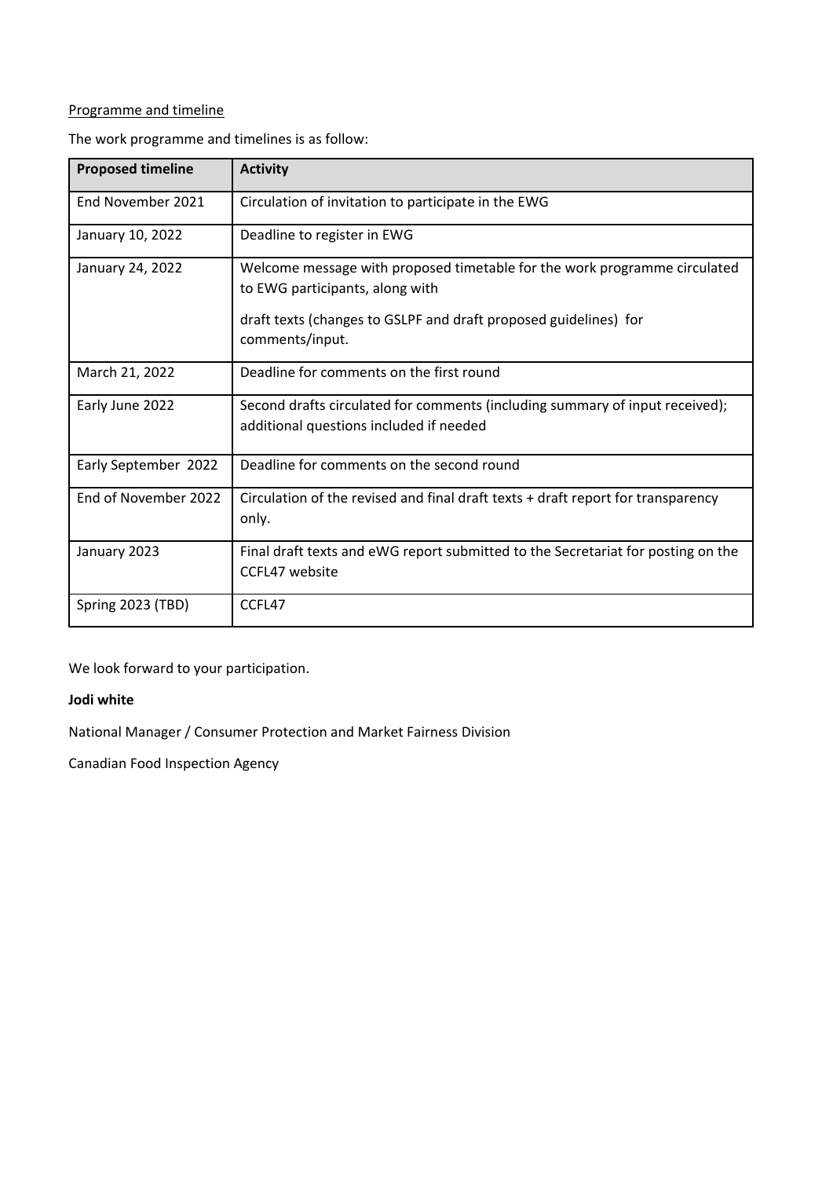<u>Programme and timeline</u>

The work programme and timelines is as follow:

| Proposed timeline | Activity |
| --- | --- |
| End November 2021 | Circulation of invitation to participate in the EWG |
| January 10, 2022 | Deadline to register in EWG |
| January 24, 2022 | Welcome message with proposed timetable for the work programme circulated to EWG participants, along with<br><br>draft texts (changes to GSLPF and draft proposed guidelines) for comments/input. |
| March 21, 2022 | Deadline for comments on the first round |
| Early June 2022 | Second drafts circulated for comments (including summary of input received); additional questions included if needed |
| Early September 2022 | Deadline for comments on the second round |
| End of November 2022 | Circulation of the revised and final draft texts + draft report for transparency only. |
| January 2023 | Final draft texts and eWG report submitted to the Secretariat for posting on the CCFL47 website |
| Spring 2023 (TBD) | CCFL47 |

We look forward to your participation.

**Jodi white**

National Manager / Consumer Protection and Market Fairness Division

Canadian Food Inspection Agency